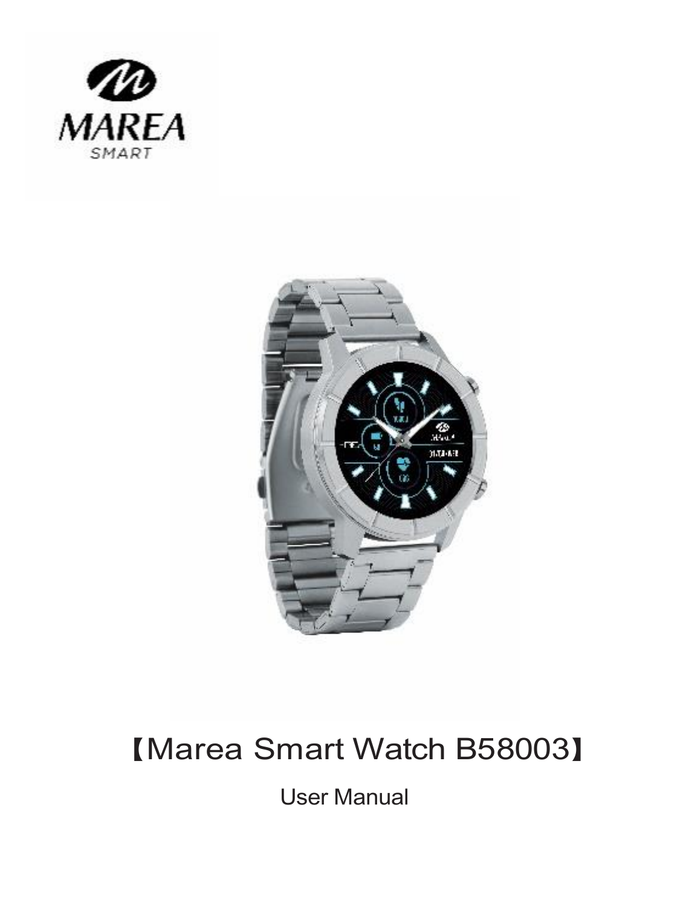MAREA
SMART

# 【Marea Smart Watch B58003】

User Manual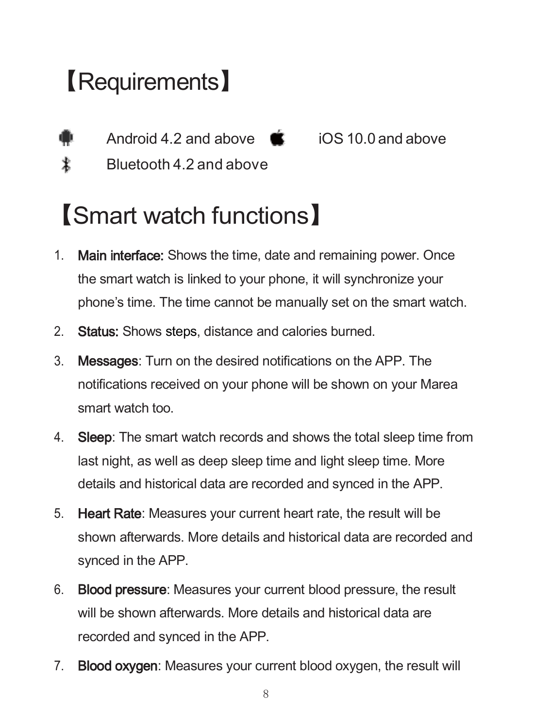# 【Requirements】

Android 4.2 and above    iOS 10.0 and above

Bluetooth 4.2 and above

# 【Smart watch functions】

1. **Main interface:** Shows the time, date and remaining power. Once the smart watch is linked to your phone, it will synchronize your phone's time. The time cannot be manually set on the smart watch.
2. **Status:** Shows steps, distance and calories burned.
3. **Messages**: Turn on the desired notifications on the APP. The notifications received on your phone will be shown on your Marea smart watch too.
4. **Sleep**: The smart watch records and shows the total sleep time from last night, as well as deep sleep time and light sleep time. More details and historical data are recorded and synced in the APP.
5. **Heart Rate**: Measures your current heart rate, the result will be shown afterwards. More details and historical data are recorded and synced in the APP.
6. **Blood pressure**: Measures your current blood pressure, the result will be shown afterwards. More details and historical data are recorded and synced in the APP.
7. **Blood oxygen**: Measures your current blood oxygen, the result will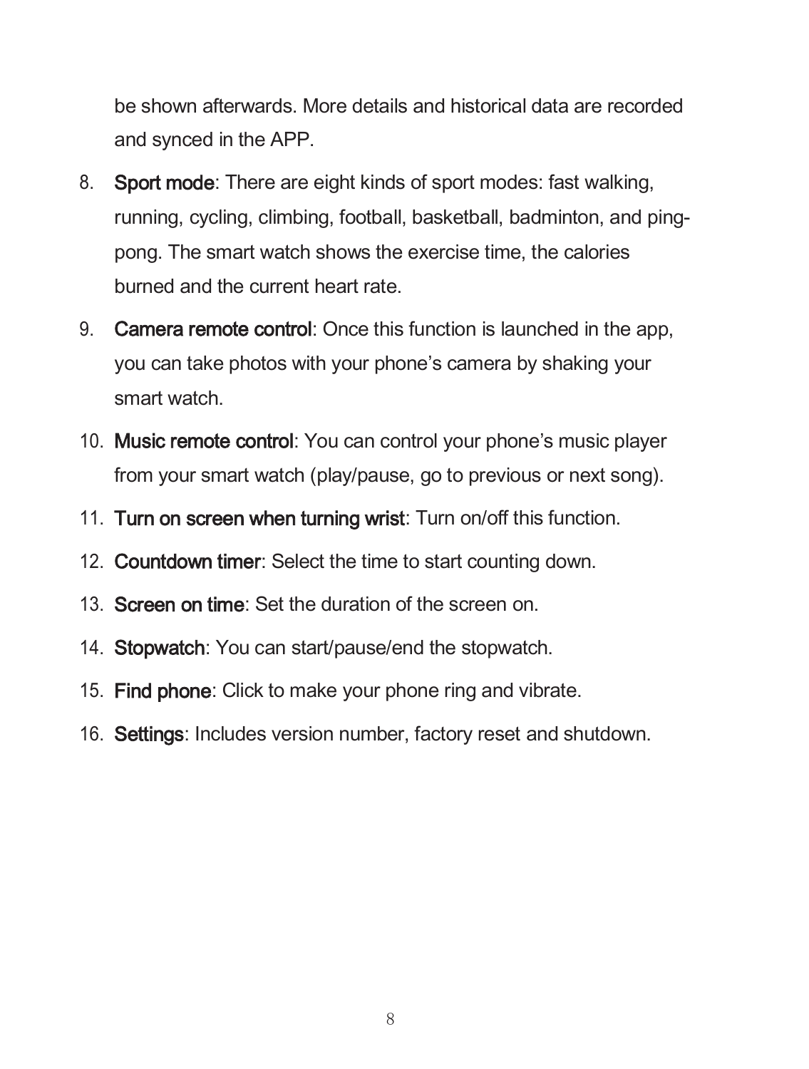be shown afterwards. More details and historical data are recorded and synced in the APP.

8. **Sport mode**: There are eight kinds of sport modes: fast walking, running, cycling, climbing, football, basketball, badminton, and ping-pong. The smart watch shows the exercise time, the calories burned and the current heart rate.
9. **Camera remote control**: Once this function is launched in the app, you can take photos with your phone's camera by shaking your smart watch.
10. **Music remote control**: You can control your phone's music player from your smart watch (play/pause, go to previous or next song).
11. **Turn on screen when turning wrist**: Turn on/off this function.
12. **Countdown timer**: Select the time to start counting down.
13. **Screen on time**: Set the duration of the screen on.
14. **Stopwatch**: You can start/pause/end the stopwatch.
15. **Find phone**: Click to make your phone ring and vibrate.
16. **Settings**: Includes version number, factory reset and shutdown.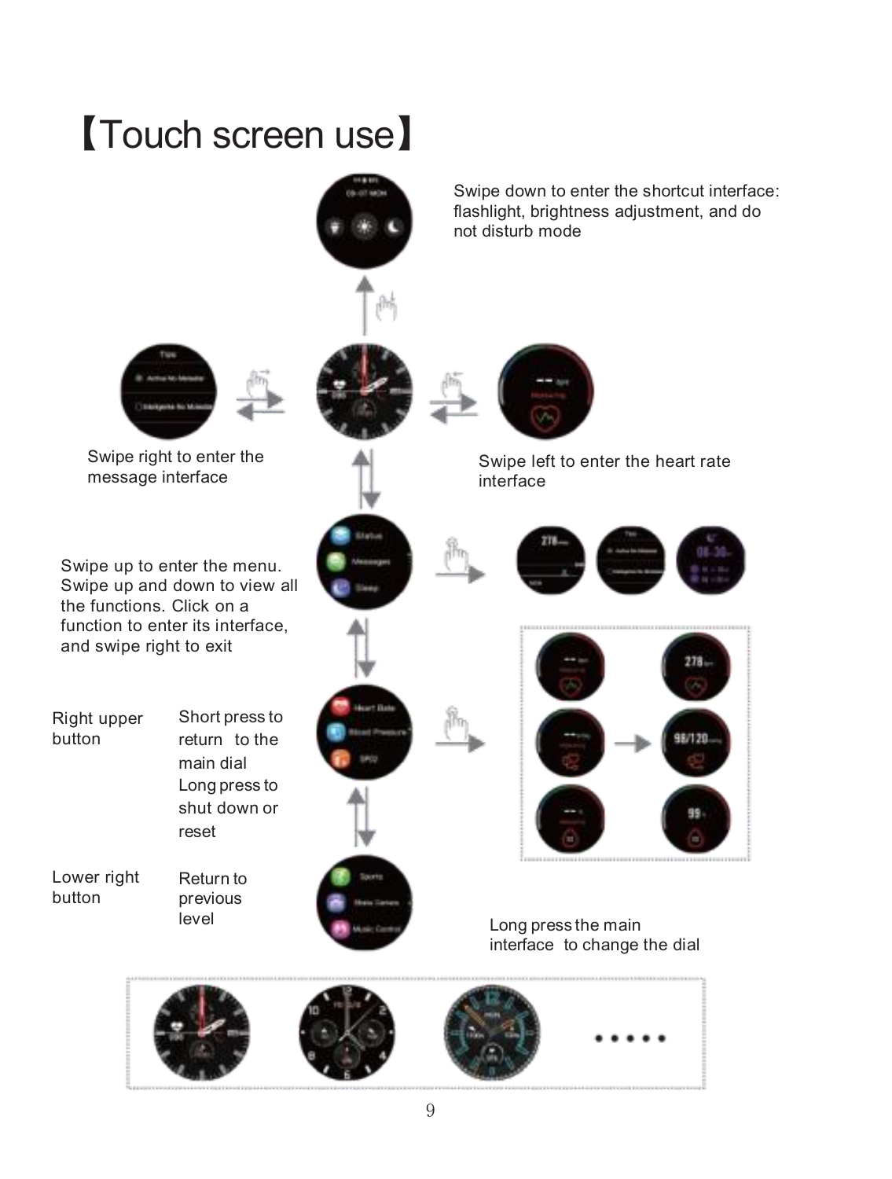# 【Touch screen use】

Swipe down to enter the shortcut interface: flashlight, brightness adjustment, and do not disturb mode

Swipe right to enter the message interface

Swipe left to enter the heart rate interface

Swipe up to enter the menu. Swipe up and down to view all the functions. Click on a function to enter its interface, and swipe right to exit

| | |
|---|---|
| Right upper button | Short press to return to the main dial<br>Long press to shut down or reset |
| Lower right button | Return to previous level |

Long press the main interface to change the dial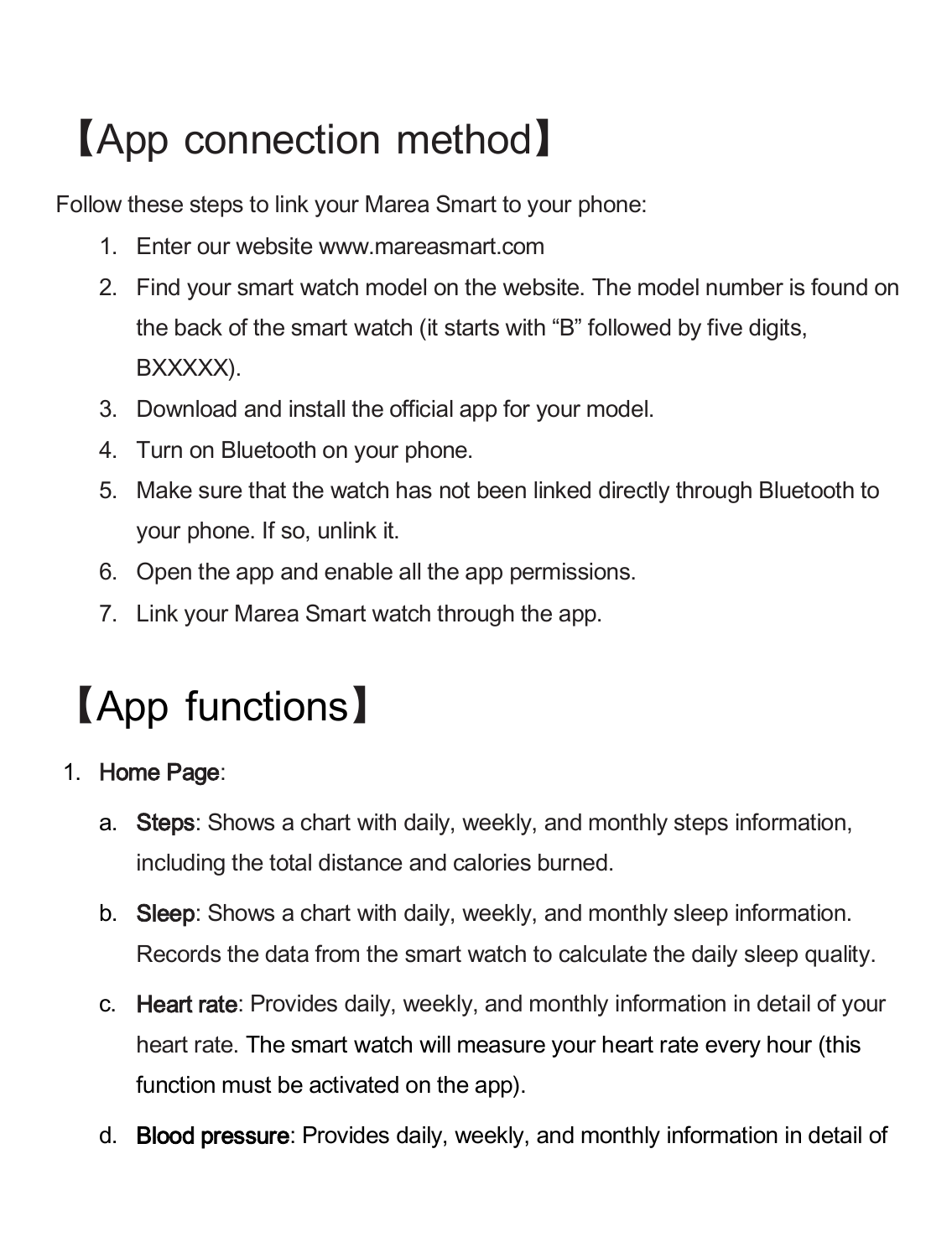# 【App connection method】

Follow these steps to link your Marea Smart to your phone:

1. Enter our website www.mareasmart.com
2. Find your smart watch model on the website. The model number is found on the back of the smart watch (it starts with "B" followed by five digits, BXXXXX).
3. Download and install the official app for your model.
4. Turn on Bluetooth on your phone.
5. Make sure that the watch has not been linked directly through Bluetooth to your phone. If so, unlink it.
6. Open the app and enable all the app permissions.
7. Link your Marea Smart watch through the app.

# 【App functions】

1. **Home Page**:
   a. **Steps**: Shows a chart with daily, weekly, and monthly steps information, including the total distance and calories burned.
   b. **Sleep**: Shows a chart with daily, weekly, and monthly sleep information. Records the data from the smart watch to calculate the daily sleep quality.
   c. **Heart rate**: Provides daily, weekly, and monthly information in detail of your heart rate. The smart watch will measure your heart rate every hour (this function must be activated on the app).
   d. **Blood pressure**: Provides daily, weekly, and monthly information in detail of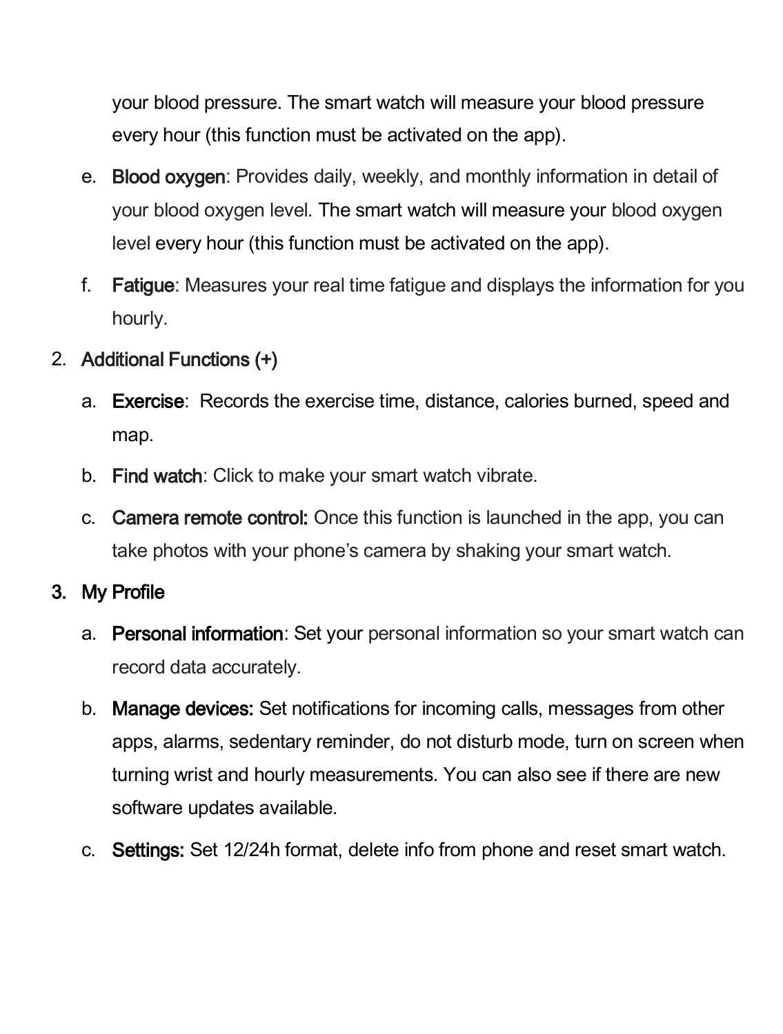your blood pressure. The smart watch will measure your blood pressure every hour (this function must be activated on the app).

e. **Blood oxygen**: Provides daily, weekly, and monthly information in detail of your blood oxygen level. The smart watch will measure your blood oxygen level every hour (this function must be activated on the app).

f. **Fatigue**: Measures your real time fatigue and displays the information for you hourly.

2. **Additional Functions (+)**

   a. **Exercise**: Records the exercise time, distance, calories burned, speed and map.

   b. **Find watch**: Click to make your smart watch vibrate.

   c. **Camera remote control:** Once this function is launched in the app, you can take photos with your phone's camera by shaking your smart watch.

3. **My Profile**

   a. **Personal information**: Set your personal information so your smart watch can record data accurately.

   b. **Manage devices:** Set notifications for incoming calls, messages from other apps, alarms, sedentary reminder, do not disturb mode, turn on screen when turning wrist and hourly measurements. You can also see if there are new software updates available.

   c. **Settings:** Set 12/24h format, delete info from phone and reset smart watch.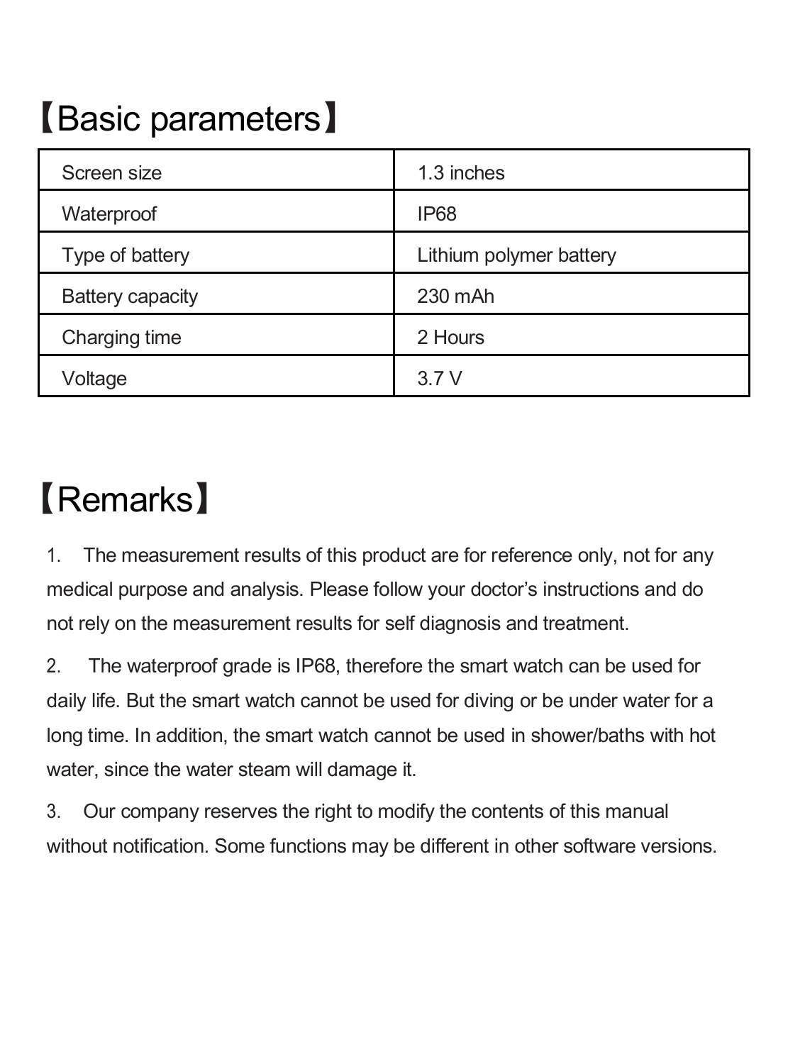## 【Basic parameters】

| | |
|---|---|
| Screen size | 1.3 inches |
| Waterproof | IP68 |
| Type of battery | Lithium polymer battery |
| Battery capacity | 230 mAh |
| Charging time | 2 Hours |
| Voltage | 3.7 V |

## 【Remarks】

1. The measurement results of this product are for reference only, not for any medical purpose and analysis. Please follow your doctor's instructions and do not rely on the measurement results for self diagnosis and treatment.
2. The waterproof grade is IP68, therefore the smart watch can be used for daily life. But the smart watch cannot be used for diving or be under water for a long time. In addition, the smart watch cannot be used in shower/baths with hot water, since the water steam will damage it.
3. Our company reserves the right to modify the contents of this manual without notification. Some functions may be different in other software versions.